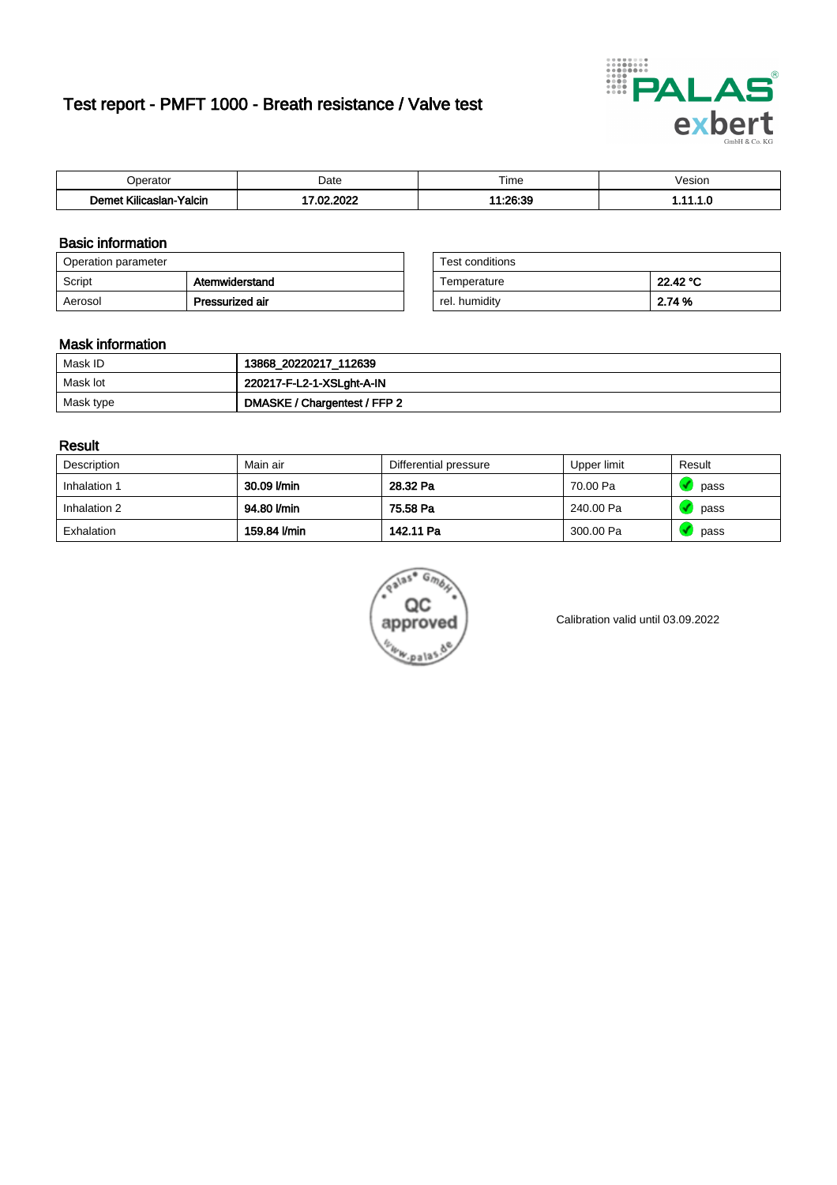# Test report - PMFT 1000 - Breath resistance / Valve test

| Operator | Date | Time | Vesion |
|---|---|---|---|
| **Demet Kilicaslan-Yalcin** | **17.02.2022** | **11:26:39** | **1.11.1.0** |

## Basic information

| Operation parameter | |
|---|---|
| Script | **Atemwiderstand** |
| Aerosol | **Pressurized air** |

| Test conditions | |
|---|---|
| Temperature | **22.42 °C** |
| rel. humidity | **2.74 %** |

## Mask information

| | |
|---|---|
| Mask ID | **13868_20220217_112639** |
| Mask lot | **220217-F-L2-1-XSLght-A-IN** |
| Mask type | **DMASKE / Chargentest / FFP 2** |

## Result

| Description | Main air | Differential pressure | Upper limit | Result |
|---|---|---|---|---|
| Inhalation 1 | **30.09 l/min** | **28.32 Pa** | 70.00 Pa | pass |
| Inhalation 2 | **94.80 l/min** | **75.58 Pa** | 240.00 Pa | pass |
| Exhalation | **159.84 l/min** | **142.11 Pa** | 300.00 Pa | pass |

Palas GmbH QC approved www.palas.de

Calibration valid until 03.09.2022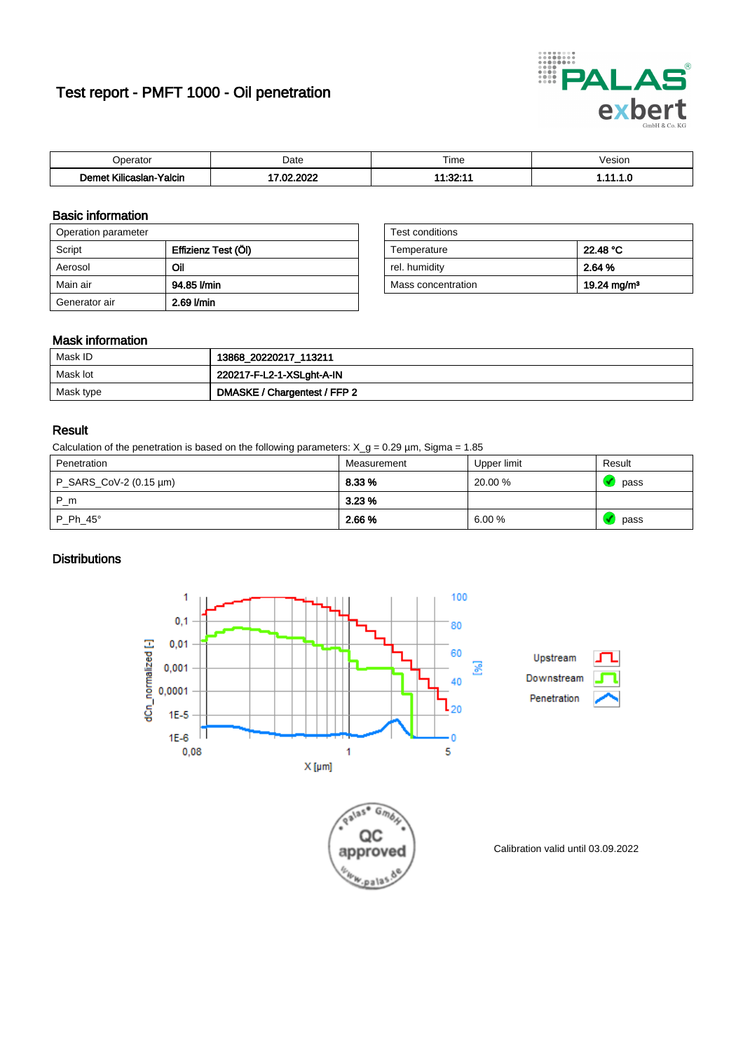# Test report - PMFT 1000 - Oil penetration

PALAS exbert GmbH & Co. KG

| Operator | Date | Time | Vesion |
|---|---|---|---|
| **Demet Kilicaslan-Yalcin** | **17.02.2022** | **11:32:11** | **1.11.1.0** |

## Basic information

| Operation parameter | |
|---|---|
| Script | **Effizienz Test (Öl)** |
| Aerosol | **Oil** |
| Main air | **94.85 l/min** |
| Generator air | **2.69 l/min** |

| Test conditions | |
|---|---|
| Temperature | **22.48 °C** |
| rel. humidity | **2.64 %** |
| Mass concentration | **19.24 mg/m³** |

## Mask information

| | |
|---|---|
| Mask ID | **13868_20220217_113211** |
| Mask lot | **220217-F-L2-1-XSLght-A-IN** |
| Mask type | **DMASKE / Chargentest / FFP 2** |

## Result

Calculation of the penetration is based on the following parameters: X_g = 0.29 µm, Sigma = 1.85

| Penetration | Measurement | Upper limit | Result |
|---|---|---|---|
| P_SARS_CoV-2 (0.15 µm) | **8.33 %** | 20.00 % | pass |
| P_m | **3.23 %** | | |
| P_Ph_45° | **2.66 %** | 6.00 % | pass |

## Distributions

dCn_normalized [-]
1
0,1
0,01
0,001
0,0001
1E-5
1E-6
0,08
1
5
X [µm]
[%]
100
80
60
40
20
0
Upstream
Downstream
Penetration

Palas® GmbH
QC approved
www.palas.de

Calibration valid until 03.09.2022